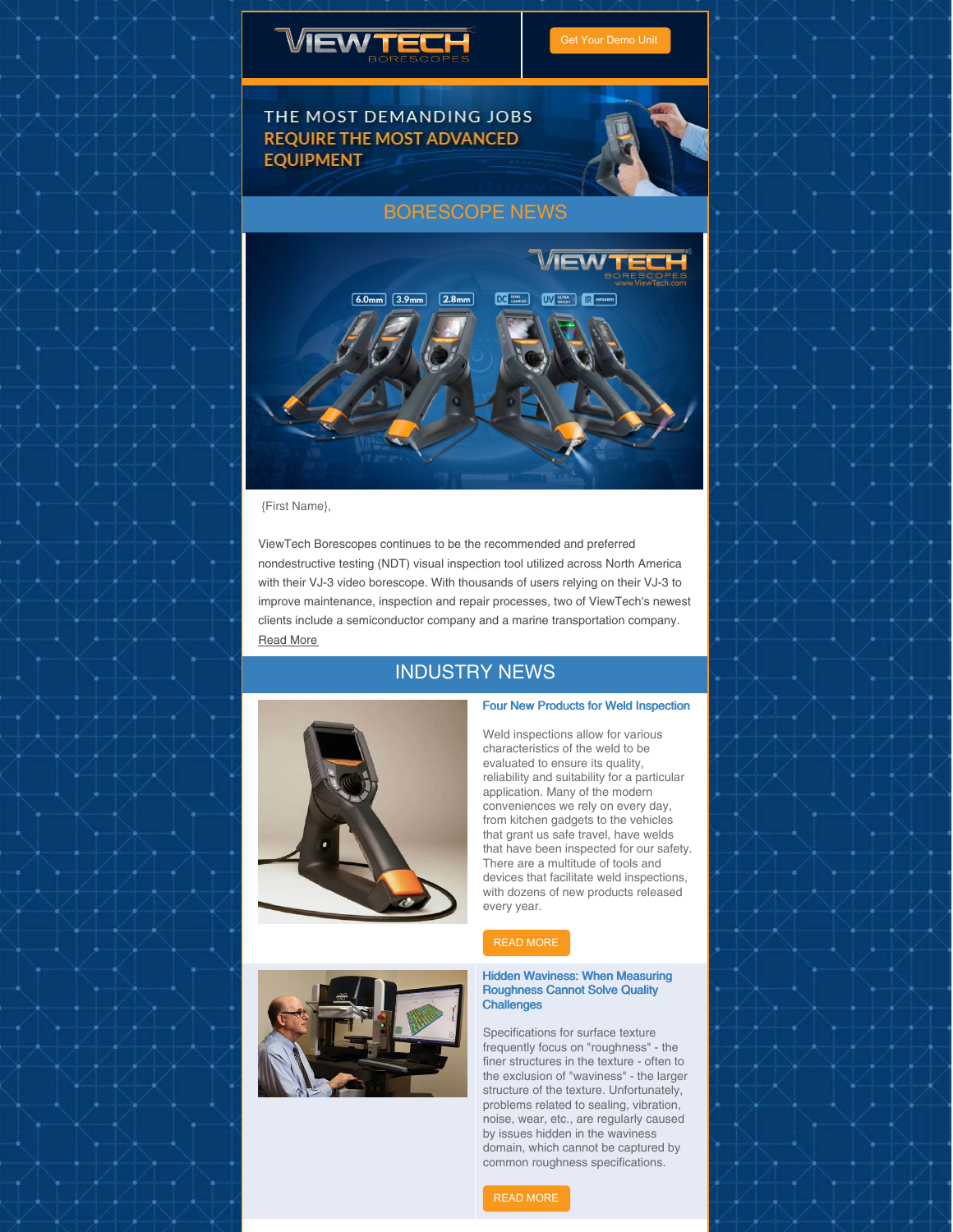Get Your Demo Unit

THE MOST DEMANDING JOBS REQUIRE THE MOST ADVANCED EQUIPMENT

## BORESCOPE NEWS

{First Name},

ViewTech Borescopes continues to be the recommended and preferred nondestructive testing (NDT) visual inspection tool utilized across North America with their VJ-3 video borescope. With thousands of users relying on their VJ-3 to improve maintenance, inspection and repair processes, two of ViewTech's newest clients include a semiconductor company and a marine transportation company. Read More

## INDUSTRY NEWS

### Four New Products for Weld Inspection

Weld inspections allow for various characteristics of the weld to be evaluated to ensure its quality, reliability and suitability for a particular application. Many of the modern conveniences we rely on every day, from kitchen gadgets to the vehicles that grant us safe travel, have welds that have been inspected for our safety. There are a multitude of tools and devices that facilitate weld inspections, with dozens of new products released every year.

READ MORE

### Hidden Waviness: When Measuring Roughness Cannot Solve Quality Challenges

Specifications for surface texture frequently focus on "roughness" - the finer structures in the texture - often to the exclusion of "waviness" - the larger structure of the texture. Unfortunately, problems related to sealing, vibration, noise, wear, etc., are regularly caused by issues hidden in the waviness domain, which cannot be captured by common roughness specifications.

READ MORE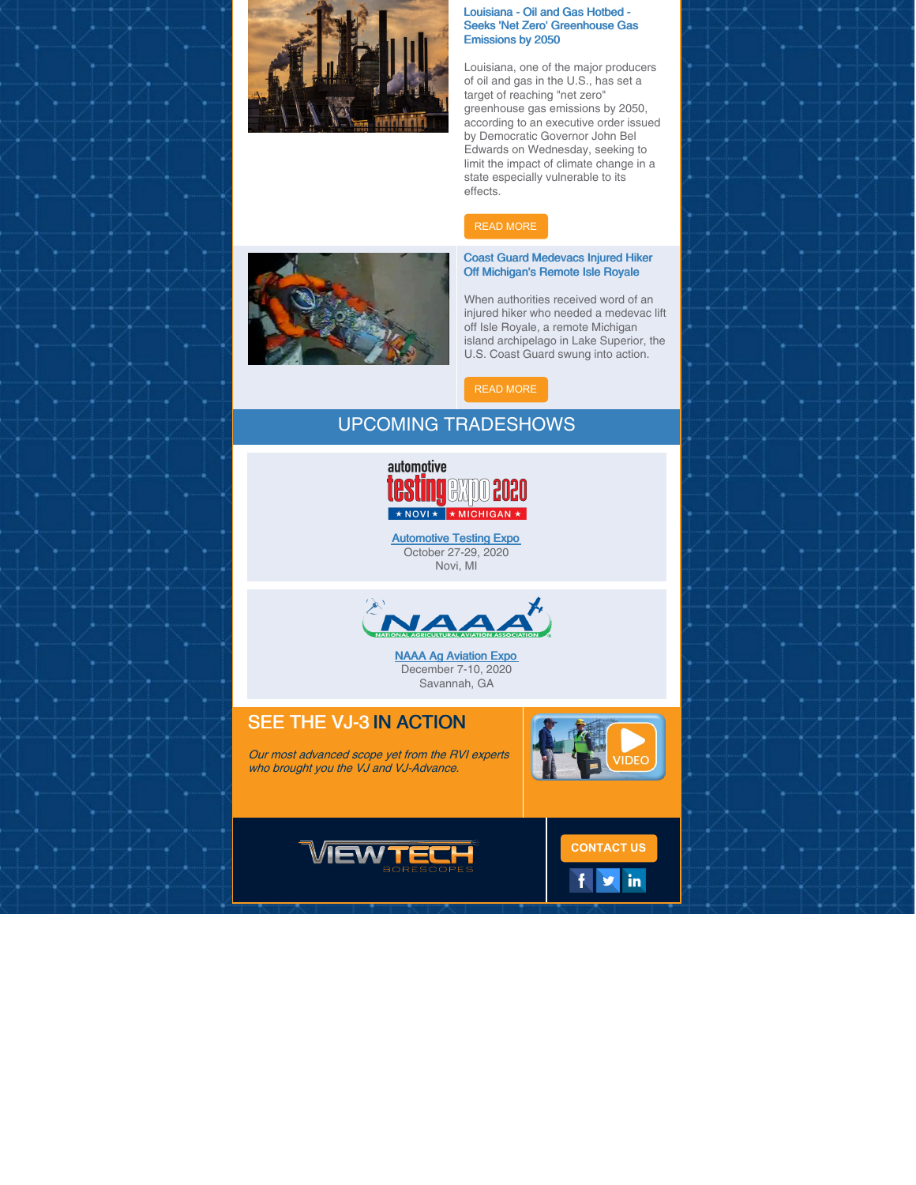### Louisiana - Oil and Gas Hotbed - Seeks 'Net Zero' Greenhouse Gas Emissions by 2050

Louisiana, one of the major producers of oil and gas in the U.S., has set a target of reaching "net zero" greenhouse gas emissions by 2050, according to an executive order issued by Democratic Governor John Bel Edwards on Wednesday, seeking to limit the impact of climate change in a state especially vulnerable to its effects.

READ MORE

### Coast Guard Medevacs Injured Hiker Off Michigan's Remote Isle Royale

When authorities received word of an injured hiker who needed a medevac lift off Isle Royale, a remote Michigan island archipelago in Lake Superior, the U.S. Coast Guard swung into action.

READ MORE

## UPCOMING TRADESHOWS

automotive testing expo 2020
★ NOVI ★ ★ MICHIGAN ★

Automotive Testing Expo
October 27-29, 2020
Novi, MI

NAAA
NATIONAL AGRICULTURAL AVIATION ASSOCIATION

NAAA Ag Aviation Expo
December 7-10, 2020
Savannah, GA

## SEE THE VJ-3 IN ACTION

*Our most advanced scope yet from the RVI experts who brought you the VJ and VJ-Advance.*

VIDEO

VIEWTECH BORESCOPES

CONTACT US